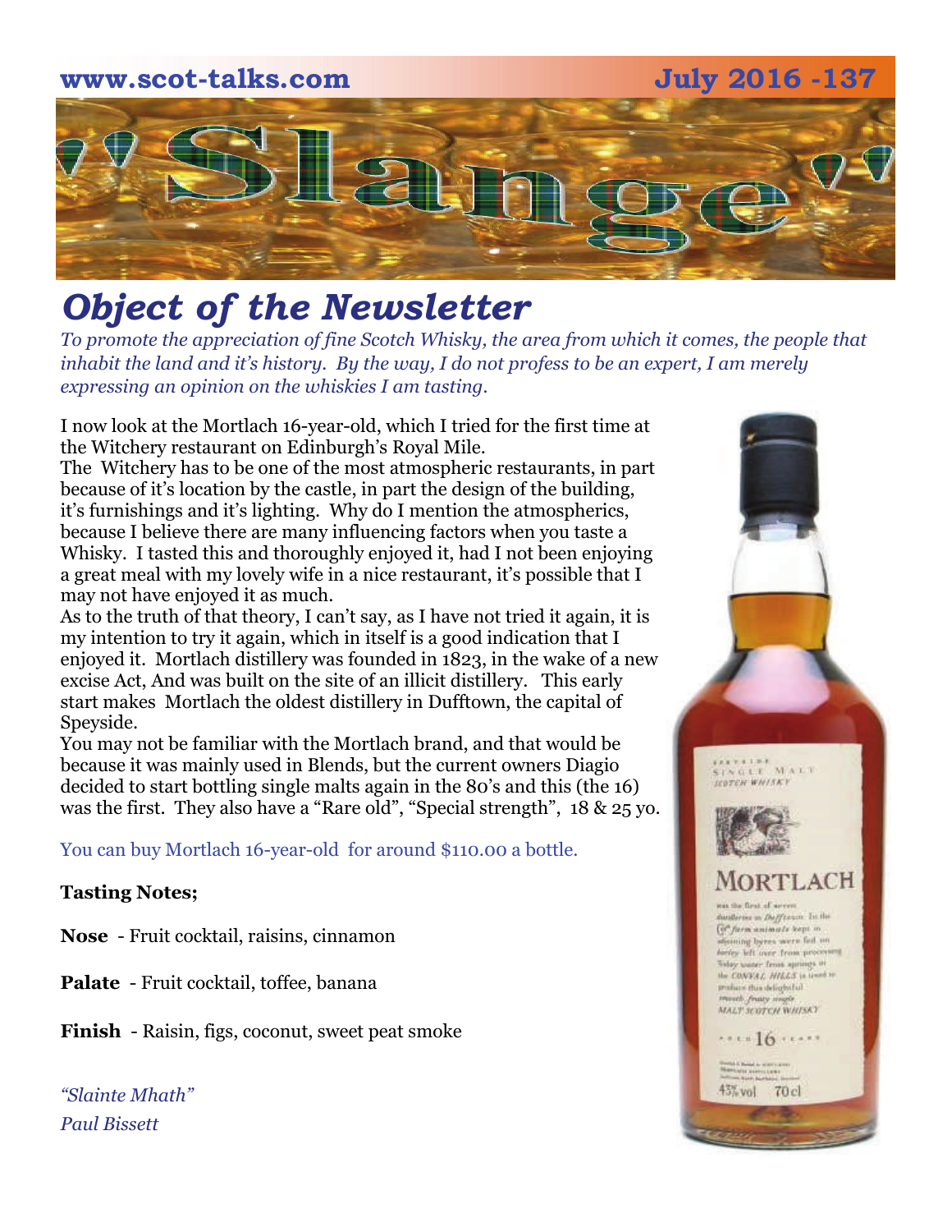www.scot-talks.com July 2016 -137

# "Slange"

## *Object of the Newsletter*

*To promote the appreciation of fine Scotch Whisky, the area from which it comes, the people that inhabit the land and it's history. By the way, I do not profess to be an expert, I am merely expressing an opinion on the whiskies I am tasting.*

I now look at the Mortlach 16-year-old, which I tried for the first time at the Witchery restaurant on Edinburgh's Royal Mile.
The Witchery has to be one of the most atmospheric restaurants, in part because of it's location by the castle, in part the design of the building, it's furnishings and it's lighting. Why do I mention the atmospherics, because I believe there are many influencing factors when you taste a Whisky. I tasted this and thoroughly enjoyed it, had I not been enjoying a great meal with my lovely wife in a nice restaurant, it's possible that I may not have enjoyed it as much.
As to the truth of that theory, I can't say, as I have not tried it again, it is my intention to try it again, which in itself is a good indication that I enjoyed it. Mortlach distillery was founded in 1823, in the wake of a new excise Act, And was built on the site of an illicit distillery. This early start makes Mortlach the oldest distillery in Dufftown, the capital of Speyside.
You may not be familiar with the Mortlach brand, and that would be because it was mainly used in Blends, but the current owners Diagio decided to start bottling single malts again in the 80's and this (the 16) was the first. They also have a "Rare old", "Special strength", 18 & 25 yo.

You can buy Mortlach 16-year-old for around $110.00 a bottle.

**Tasting Notes;**

**Nose** - Fruit cocktail, raisins, cinnamon

**Palate** - Fruit cocktail, toffee, banana

**Finish** - Raisin, figs, coconut, sweet peat smoke

*"Slainte Mhath"*
*Paul Bissett*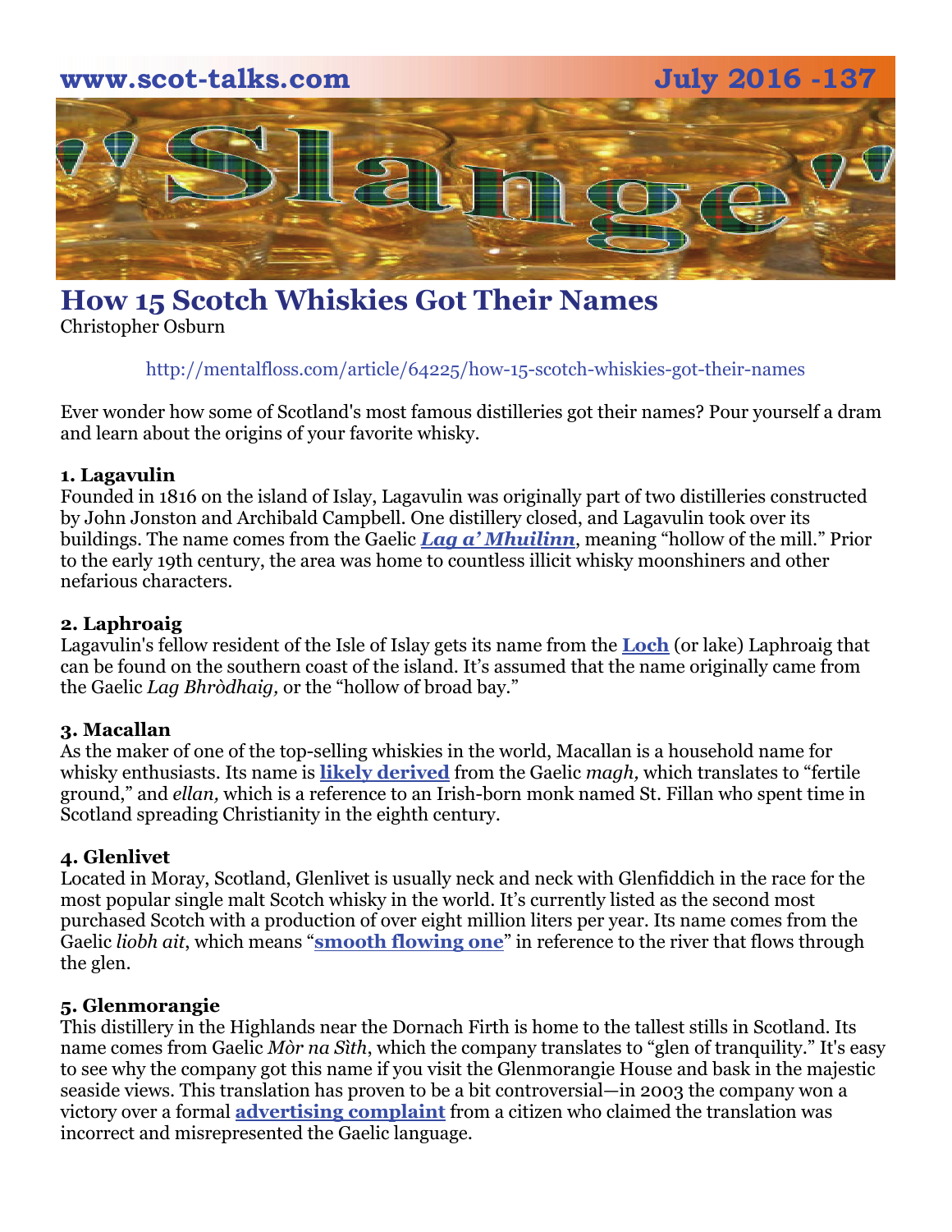# How 15 Scotch Whiskies Got Their Names

Christopher Osburn

http://mentalfloss.com/article/64225/how-15-scotch-whiskies-got-their-names

Ever wonder how some of Scotland's most famous distilleries got their names? Pour yourself a dram and learn about the origins of your favorite whisky.

**1. Lagavulin**

Founded in 1816 on the island of Islay, Lagavulin was originally part of two distilleries constructed by John Jonston and Archibald Campbell. One distillery closed, and Lagavulin took over its buildings. The name comes from the Gaelic ***Lag a' Mhuilinn***, meaning "hollow of the mill." Prior to the early 19th century, the area was home to countless illicit whisky moonshiners and other nefarious characters.

**2. Laphroaig**

Lagavulin's fellow resident of the Isle of Islay gets its name from the **Loch** (or lake) Laphroaig that can be found on the southern coast of the island. It's assumed that the name originally came from the Gaelic *Lag Bhròdhaig,* or the "hollow of broad bay."

**3. Macallan**

As the maker of one of the top-selling whiskies in the world, Macallan is a household name for whisky enthusiasts. Its name is **likely derived** from the Gaelic *magh,* which translates to "fertile ground," and *ellan,* which is a reference to an Irish-born monk named St. Fillan who spent time in Scotland spreading Christianity in the eighth century.

**4. Glenlivet**

Located in Moray, Scotland, Glenlivet is usually neck and neck with Glenfiddich in the race for the most popular single malt Scotch whisky in the world. It's currently listed as the second most purchased Scotch with a production of over eight million liters per year. Its name comes from the Gaelic *liobh ait*, which means "**smooth flowing one**" in reference to the river that flows through the glen.

**5. Glenmorangie**

This distillery in the Highlands near the Dornach Firth is home to the tallest stills in Scotland. Its name comes from Gaelic *Mòr na Sìth*, which the company translates to "glen of tranquility." It's easy to see why the company got this name if you visit the Glenmorangie House and bask in the majestic seaside views. This translation has proven to be a bit controversial—in 2003 the company won a victory over a formal **advertising complaint** from a citizen who claimed the translation was incorrect and misrepresented the Gaelic language.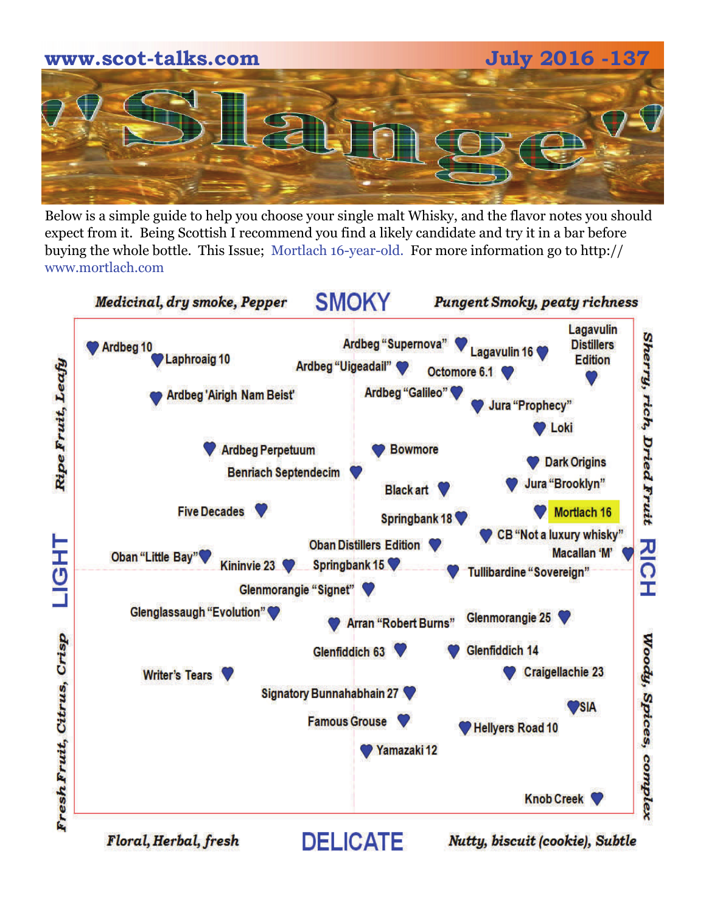# 'Slange'

Below is a simple guide to help you choose your single malt Whisky, and the flavor notes you should expect from it. Being Scottish I recommend you find a likely candidate and try it in a bar before buying the whole bottle. This Issue; Mortlach 16-year-old. For more information go to http://www.mortlach.com

**SMOKY**

*Medicinal, dry smoke, Pepper* | *Pungent Smoky, peaty richness*

**LIGHT** — *Ripe Fruit, Leafy* / *Fresh Fruit, Citrus, Crisp*

**RICH** — *Sherry, rich, Dried Fruit* / *Woody, Spices, complex*

**DELICATE**

*Floral, Herbal, fresh* | *Nutty, biscuit (cookie), Subtle*

Ardbeg 10
Laphroaig 10
Ardbeg 'Airigh Nam Beist'
Ardbeg "Supernova"
Ardbeg "Uigeadail"
Lagavulin 16
Lagavulin Distillers Edition
Octomore 6.1
Ardbeg "Galileo"
Jura "Prophecy"
Loki
Ardbeg Perpetuum
Bowmore
Benriach Septendecim
Dark Origins
Jura "Brooklyn"
Black art
Five Decades
Springbank 18
Mortlach 16
CB "Not a luxury whisky"
Oban Distillers Edition
Macallan 'M'
Oban "Little Bay"
Kininvie 23
Springbank 15
Tullibardine "Sovereign"
Glenmorangie "Signet"
Glenglassaugh "Evolution"
Arran "Robert Burns"
Glenmorangie 25
Glenfiddich 63
Glenfiddich 14
Writer's Tears
Craigellachie 23
Signatory Bunnahabhain 27
SIA
Famous Grouse
Hellyers Road 10
Yamazaki 12
Knob Creek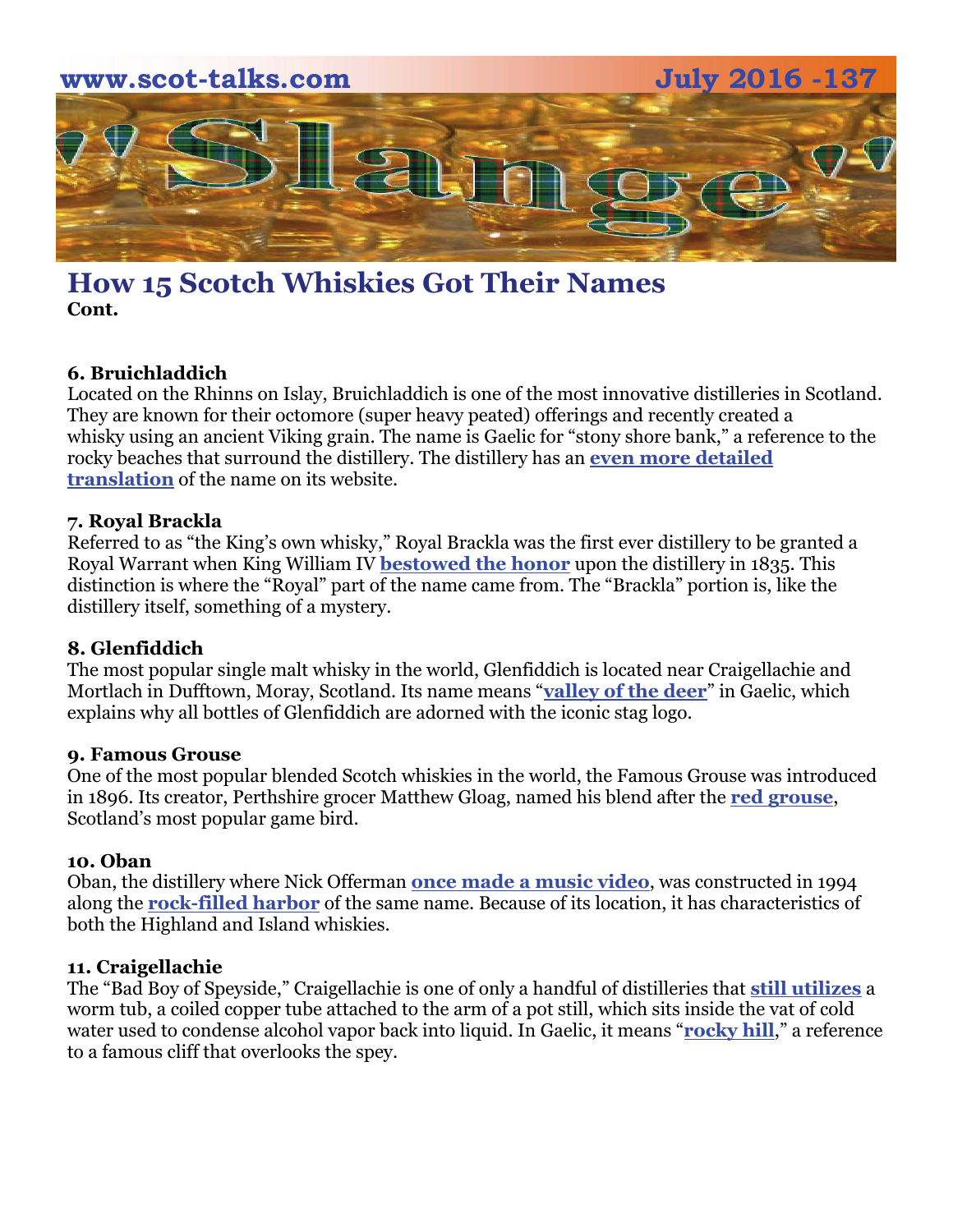## How 15 Scotch Whiskies Got Their Names

**Cont.**

**6. Bruichladdich**

Located on the Rhinns on Islay, Bruichladdich is one of the most innovative distilleries in Scotland. They are known for their octomore (super heavy peated) offerings and recently created a whisky using an ancient Viking grain. The name is Gaelic for "stony shore bank," a reference to the rocky beaches that surround the distillery. The distillery has an **even more detailed translation** of the name on its website.

**7. Royal Brackla**

Referred to as "the King's own whisky," Royal Brackla was the first ever distillery to be granted a Royal Warrant when King William IV **bestowed the honor** upon the distillery in 1835. This distinction is where the "Royal" part of the name came from. The "Brackla" portion is, like the distillery itself, something of a mystery.

**8. Glenfiddich**

The most popular single malt whisky in the world, Glenfiddich is located near Craigellachie and Mortlach in Dufftown, Moray, Scotland. Its name means "**valley of the deer**" in Gaelic, which explains why all bottles of Glenfiddich are adorned with the iconic stag logo.

**9. Famous Grouse**

One of the most popular blended Scotch whiskies in the world, the Famous Grouse was introduced in 1896. Its creator, Perthshire grocer Matthew Gloag, named his blend after the **red grouse**, Scotland's most popular game bird.

**10. Oban**

Oban, the distillery where Nick Offerman **once made a music video**, was constructed in 1994 along the **rock-filled harbor** of the same name. Because of its location, it has characteristics of both the Highland and Island whiskies.

**11. Craigellachie**

The "Bad Boy of Speyside," Craigellachie is one of only a handful of distilleries that **still utilizes** a worm tub, a coiled copper tube attached to the arm of a pot still, which sits inside the vat of cold water used to condense alcohol vapor back into liquid. In Gaelic, it means "**rocky hill**," a reference to a famous cliff that overlooks the spey.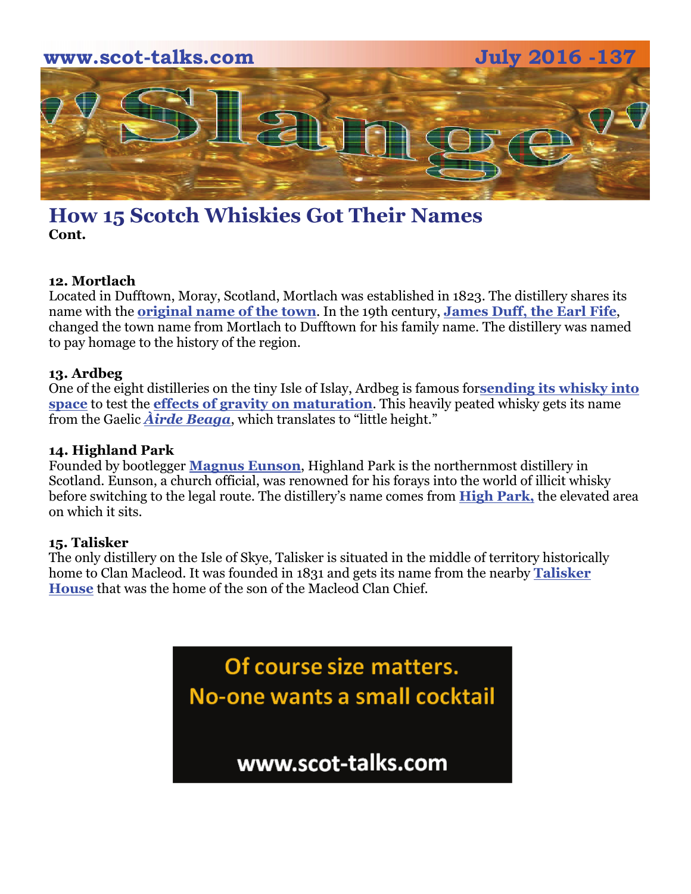# How 15 Scotch Whiskies Got Their Names

**Cont.**

### 12. Mortlach

Located in Dufftown, Moray, Scotland, Mortlach was established in 1823. The distillery shares its name with the **original name of the town**. In the 19th century, **James Duff, the Earl Fife**, changed the town name from Mortlach to Dufftown for his family name. The distillery was named to pay homage to the history of the region.

### 13. Ardbeg

One of the eight distilleries on the tiny Isle of Islay, Ardbeg is famous for**sending its whisky into space** to test the **effects of gravity on maturation**. This heavily peated whisky gets its name from the Gaelic ***Àirde Beaga***, which translates to "little height."

### 14. Highland Park

Founded by bootlegger **Magnus Eunson**, Highland Park is the northernmost distillery in Scotland. Eunson, a church official, was renowned for his forays into the world of illicit whisky before switching to the legal route. The distillery's name comes from **High Park,** the elevated area on which it sits.

### 15. Talisker

The only distillery on the Isle of Skye, Talisker is situated in the middle of territory historically home to Clan Macleod. It was founded in 1831 and gets its name from the nearby **Talisker House** that was the home of the son of the Macleod Clan Chief.

Of course size matters.
No-one wants a small cocktail

www.scot-talks.com